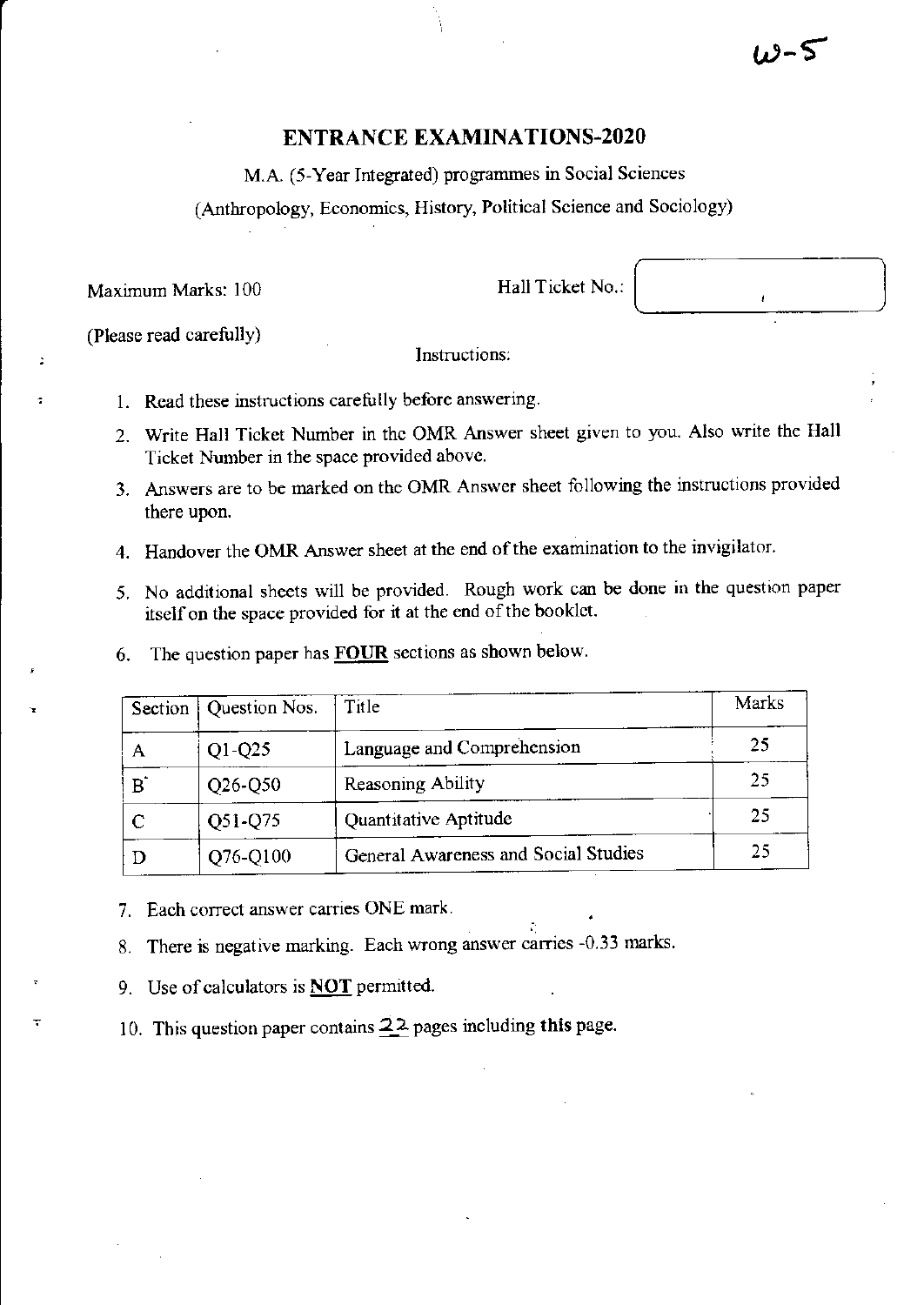W-5

# ENTRANCE EXAMINATIONS-2020

M.A. (5-Year Integrated) programmes in Social Sciences

(Anthropology, Economics, History, Political Science and Sociology)

Maximum Marks: 100

Hall Ticket No.:

(Please read carefully)

Instructions:

1. Read these instructions carefully before answering.
2. Write Hall Ticket Number in the OMR Answer sheet given to you. Also write the Hall Ticket Number in the space provided above.
3. Answers are to be marked on the OMR Answer sheet following the instructions provided there upon.
4. Handover the OMR Answer sheet at the end of the examination to the invigilator.
5. No additional sheets will be provided. Rough work can be done in the question paper itself on the space provided for it at the end of the booklet.
6. The question paper has **FOUR** sections as shown below.

| Section | Question Nos. | Title | Marks |
|---|---|---|---|
| A | Q1-Q25 | Language and Comprehension | 25 |
| B | Q26-Q50 | Reasoning Ability | 25 |
| C | Q51-Q75 | Quantitative Aptitude | 25 |
| D | Q76-Q100 | General Awareness and Social Studies | 25 |

7. Each correct answer carries ONE mark.
8. There is negative marking. Each wrong answer carries -0.33 marks.
9. Use of calculators is **NOT** permitted.
10. This question paper contains 22 pages including this page.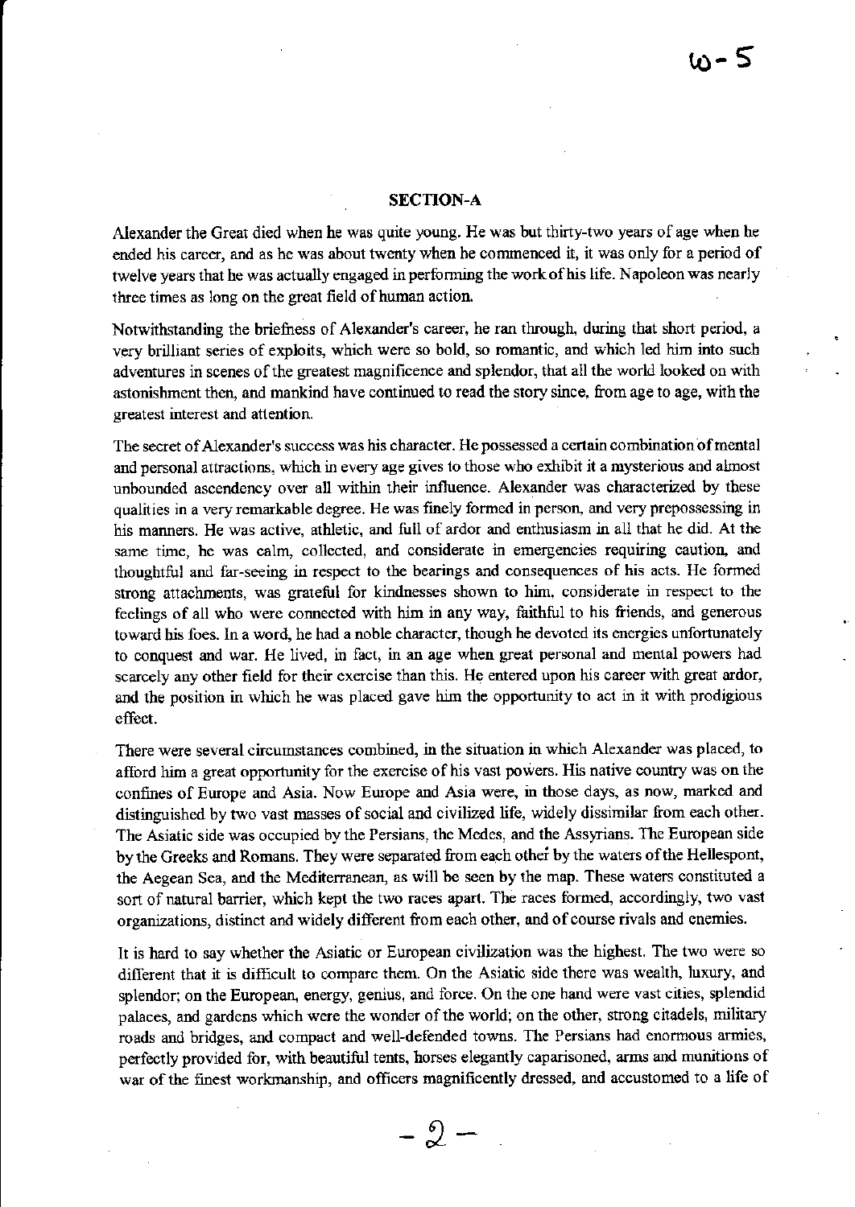## SECTION-A

Alexander the Great died when he was quite young. He was but thirty-two years of age when he ended his career, and as he was about twenty when he commenced it, it was only for a period of twelve years that he was actually engaged in performing the work of his life. Napoleon was nearly three times as long on the great field of human action.

Notwithstanding the briefness of Alexander's career, he ran through, during that short period, a very brilliant series of exploits, which were so bold, so romantic, and which led him into such adventures in scenes of the greatest magnificence and splendor, that all the world looked on with astonishment then, and mankind have continued to read the story since, from age to age, with the greatest interest and attention.

The secret of Alexander's success was his character. He possessed a certain combination of mental and personal attractions, which in every age gives to those who exhibit it a mysterious and almost unbounded ascendency over all within their influence. Alexander was characterized by these qualities in a very remarkable degree. He was finely formed in person, and very prepossessing in his manners. He was active, athletic, and full of ardor and enthusiasm in all that he did. At the same time, he was calm, collected, and considerate in emergencies requiring caution, and thoughtful and far-seeing in respect to the bearings and consequences of his acts. He formed strong attachments, was grateful for kindnesses shown to him, considerate in respect to the feelings of all who were connected with him in any way, faithful to his friends, and generous toward his foes. In a word, he had a noble character, though he devoted its energies unfortunately to conquest and war. He lived, in fact, in an age when great personal and mental powers had scarcely any other field for their exercise than this. He entered upon his career with great ardor, and the position in which he was placed gave him the opportunity to act in it with prodigious effect.

There were several circumstances combined, in the situation in which Alexander was placed, to afford him a great opportunity for the exercise of his vast powers. His native country was on the confines of Europe and Asia. Now Europe and Asia were, in those days, as now, marked and distinguished by two vast masses of social and civilized life, widely dissimilar from each other. The Asiatic side was occupied by the Persians, the Medes, and the Assyrians. The European side by the Greeks and Romans. They were separated from each other by the waters of the Hellespont, the Aegean Sea, and the Mediterranean, as will be seen by the map. These waters constituted a sort of natural barrier, which kept the two races apart. The races formed, accordingly, two vast organizations, distinct and widely different from each other, and of course rivals and enemies.

It is hard to say whether the Asiatic or European civilization was the highest. The two were so different that it is difficult to compare them. On the Asiatic side there was wealth, luxury, and splendor; on the European, energy, genius, and force. On the one hand were vast cities, splendid palaces, and gardens which were the wonder of the world; on the other, strong citadels, military roads and bridges, and compact and well-defended towns. The Persians had enormous armies, perfectly provided for, with beautiful tents, horses elegantly caparisoned, arms and munitions of war of the finest workmanship, and officers magnificently dressed, and accustomed to a life of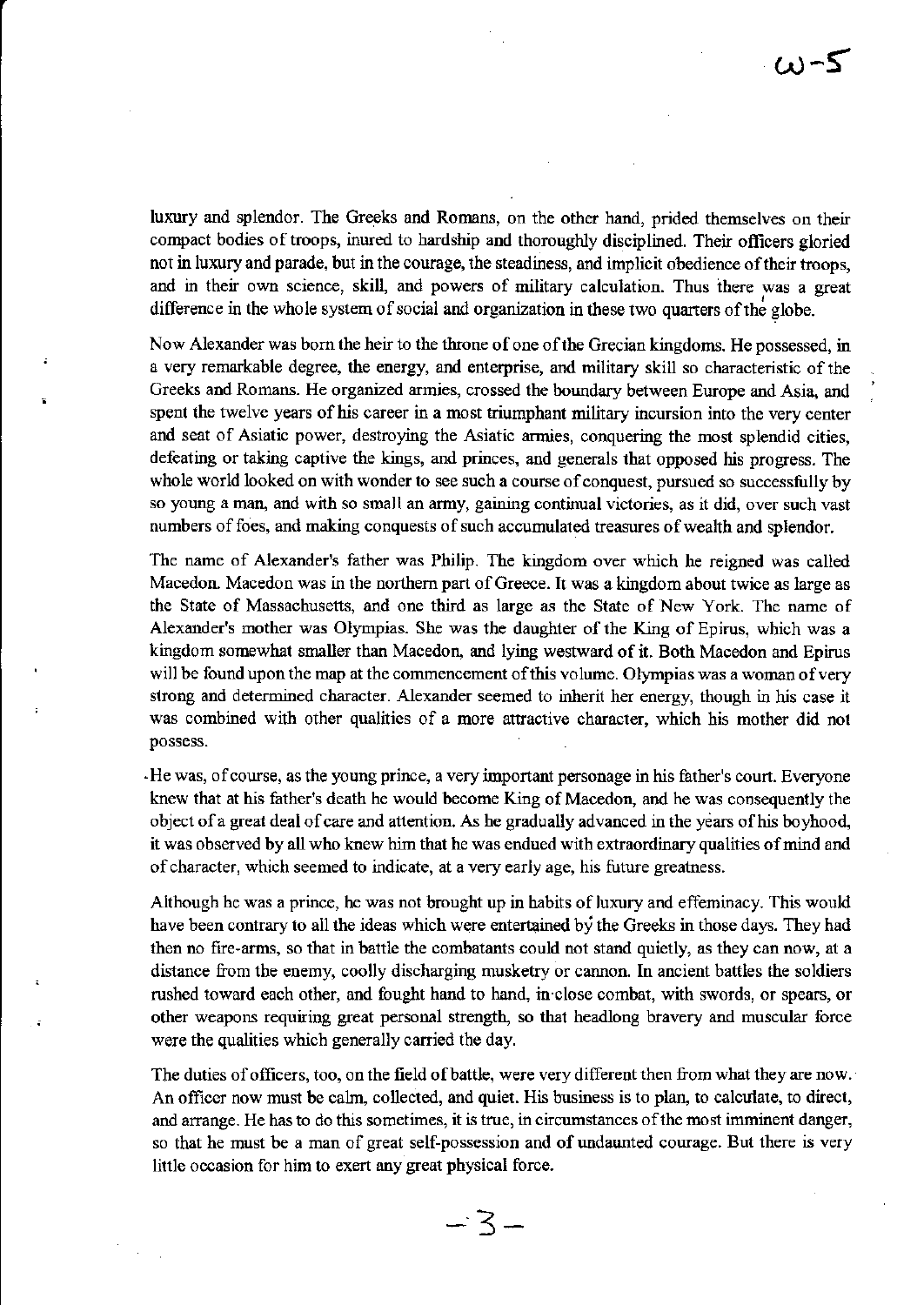luxury and splendor. The Greeks and Romans, on the other hand, prided themselves on their compact bodies of troops, inured to hardship and thoroughly disciplined. Their officers gloried not in luxury and parade, but in the courage, the steadiness, and implicit obedience of their troops, and in their own science, skill, and powers of military calculation. Thus there was a great difference in the whole system of social and organization in these two quarters of the globe.

Now Alexander was born the heir to the throne of one of the Grecian kingdoms. He possessed, in a very remarkable degree, the energy, and enterprise, and military skill so characteristic of the Greeks and Romans. He organized armies, crossed the boundary between Europe and Asia, and spent the twelve years of his career in a most triumphant military incursion into the very center and seat of Asiatic power, destroying the Asiatic armies, conquering the most splendid cities, defeating or taking captive the kings, and princes, and generals that opposed his progress. The whole world looked on with wonder to see such a course of conquest, pursued so successfully by so young a man, and with so small an army, gaining continual victories, as it did, over such vast numbers of foes, and making conquests of such accumulated treasures of wealth and splendor.

The name of Alexander's father was Philip. The kingdom over which he reigned was called Macedon. Macedon was in the northern part of Greece. It was a kingdom about twice as large as the State of Massachusetts, and one third as large as the State of New York. The name of Alexander's mother was Olympias. She was the daughter of the King of Epirus, which was a kingdom somewhat smaller than Macedon, and lying westward of it. Both Macedon and Epirus will be found upon the map at the commencement of this volume. Olympias was a woman of very strong and determined character. Alexander seemed to inherit her energy, though in his case it was combined with other qualities of a more attractive character, which his mother did not possess.

He was, of course, as the young prince, a very important personage in his father's court. Everyone knew that at his father's death he would become King of Macedon, and he was consequently the object of a great deal of care and attention. As he gradually advanced in the years of his boyhood, it was observed by all who knew him that he was endued with extraordinary qualities of mind and of character, which seemed to indicate, at a very early age, his future greatness.

Although he was a prince, he was not brought up in habits of luxury and effeminacy. This would have been contrary to all the ideas which were entertained by the Greeks in those days. They had then no fire-arms, so that in battle the combatants could not stand quietly, as they can now, at a distance from the enemy, coolly discharging musketry or cannon. In ancient battles the soldiers rushed toward each other, and fought hand to hand, in close combat, with swords, or spears, or other weapons requiring great personal strength, so that headlong bravery and muscular force were the qualities which generally carried the day.

The duties of officers, too, on the field of battle, were very different then from what they are now. An officer now must be calm, collected, and quiet. His business is to plan, to calculate, to direct, and arrange. He has to do this sometimes, it is true, in circumstances of the most imminent danger, so that he must be a man of great self-possession and of undaunted courage. But there is very little occasion for him to exert any great physical force.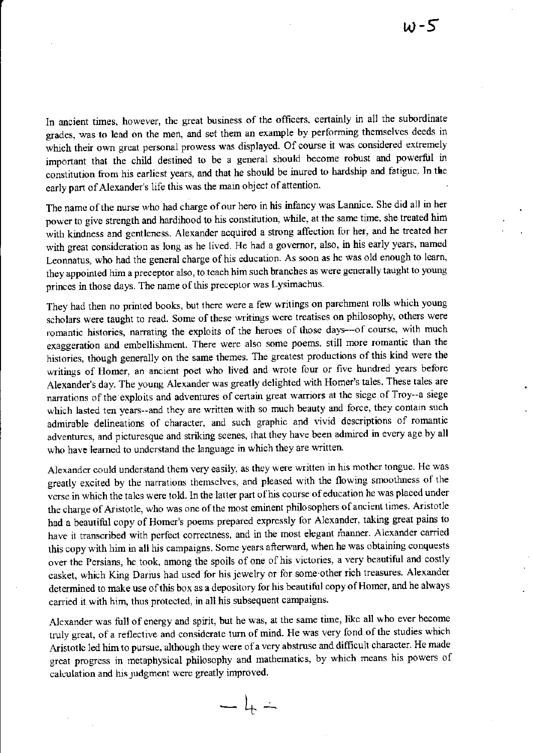In ancient times, however, the great business of the officers, certainly in all the subordinate grades, was to lead on the men, and set them an example by performing themselves deeds in which their own great personal prowess was displayed. Of course it was considered extremely important that the child destined to be a general should become robust and powerful in constitution from his earliest years, and that he should be inured to hardship and fatigue. In the early part of Alexander's life this was the main object of attention.

The name of the nurse who had charge of our hero in his infancy was Lannice. She did all in her power to give strength and hardihood to his constitution, while, at the same time, she treated him with kindness and gentleness. Alexander acquired a strong affection for her, and he treated her with great consideration as long as he lived. He had a governor, also, in his early years, named Leonnatus, who had the general charge of his education. As soon as he was old enough to learn, they appointed him a preceptor also, to teach him such branches as were generally taught to young princes in those days. The name of this preceptor was Lysimachus.

They had then no printed books, but there were a few writings on parchment rolls which young scholars were taught to read. Some of these writings were treatises on philosophy, others were romantic histories, narrating the exploits of the heroes of those days—of course, with much exaggeration and embellishment. There were also some poems, still more romantic than the histories, though generally on the same themes. The greatest productions of this kind were the writings of Homer, an ancient poet who lived and wrote four or five hundred years before Alexander's day. The young Alexander was greatly delighted with Homer's tales. These tales are narrations of the exploits and adventures of certain great warriors at the siege of Troy--a siege which lasted ten years--and they are written with so much beauty and force, they contain such admirable delineations of character, and such graphic and vivid descriptions of romantic adventures, and picturesque and striking scenes, that they have been admired in every age by all who have learned to understand the language in which they are written.

Alexander could understand them very easily, as they were written in his mother tongue. He was greatly excited by the narrations themselves, and pleased with the flowing smoothness of the verse in which the tales were told. In the latter part of his course of education he was placed under the charge of Aristotle, who was one of the most eminent philosophers of ancient times. Aristotle had a beautiful copy of Homer's poems prepared expressly for Alexander, taking great pains to have it transcribed with perfect correctness, and in the most elegant manner. Alexander carried this copy with him in all his campaigns. Some years afterward, when he was obtaining conquests over the Persians, he took, among the spoils of one of his victories, a very beautiful and costly casket, which King Darius had used for his jewelry or for some other rich treasures. Alexander determined to make use of this box as a depository for his beautiful copy of Homer, and he always carried it with him, thus protected, in all his subsequent campaigns.

Alexander was full of energy and spirit, but he was, at the same time, like all who ever become truly great, of a reflective and considerate turn of mind. He was very fond of the studies which Aristotle led him to pursue, although they were of a very abstruse and difficult character. He made great progress in metaphysical philosophy and mathematics, by which means his powers of calculation and his judgment were greatly improved.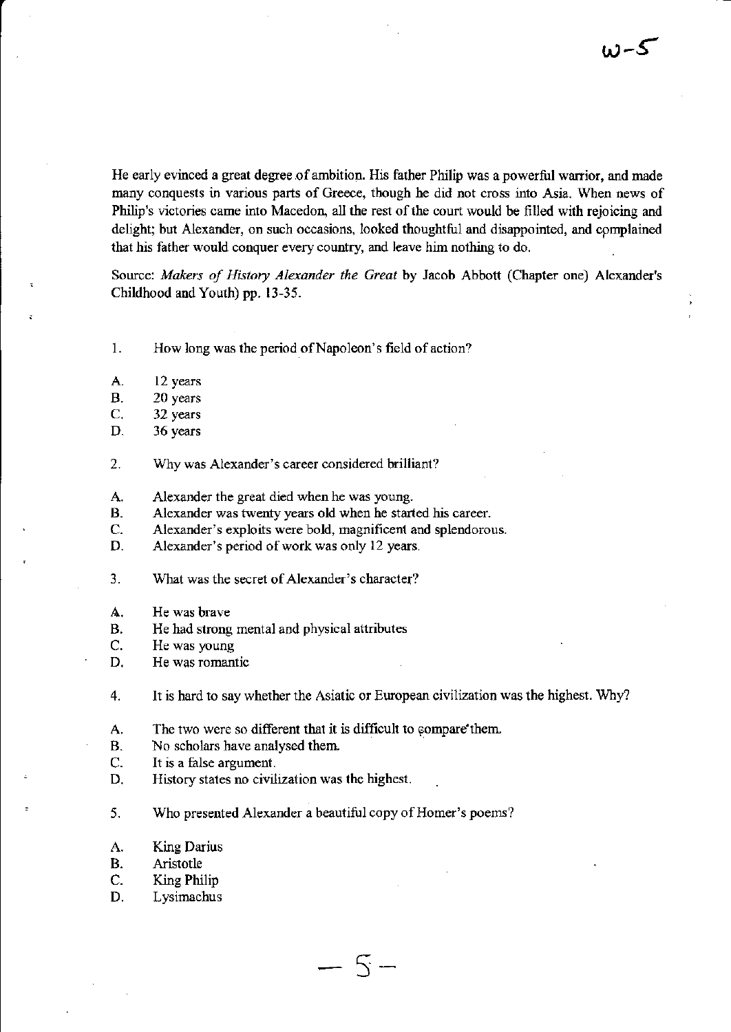He early evinced a great degree of ambition. His father Philip was a powerful warrior, and made many conquests in various parts of Greece, though he did not cross into Asia. When news of Philip's victories came into Macedon, all the rest of the court would be filled with rejoicing and delight; but Alexander, on such occasions, looked thoughtful and disappointed, and complained that his father would conquer every country, and leave him nothing to do.

Source: *Makers of History Alexander the Great* by Jacob Abbott (Chapter one) Alexander's Childhood and Youth) pp. 13-35.

1. How long was the period of Napoleon's field of action?

A. 12 years
B. 20 years
C. 32 years
D. 36 years

2. Why was Alexander's career considered brilliant?

A. Alexander the great died when he was young.
B. Alexander was twenty years old when he started his career.
C. Alexander's exploits were bold, magnificent and splendorous.
D. Alexander's period of work was only 12 years.

3. What was the secret of Alexander's character?

A. He was brave
B. He had strong mental and physical attributes
C. He was young
D. He was romantic

4. It is hard to say whether the Asiatic or European civilization was the highest. Why?

A. The two were so different that it is difficult to compare them.
B. No scholars have analysed them.
C. It is a false argument.
D. History states no civilization was the highest.

5. Who presented Alexander a beautiful copy of Homer's poems?

A. King Darius
B. Aristotle
C. King Philip
D. Lysimachus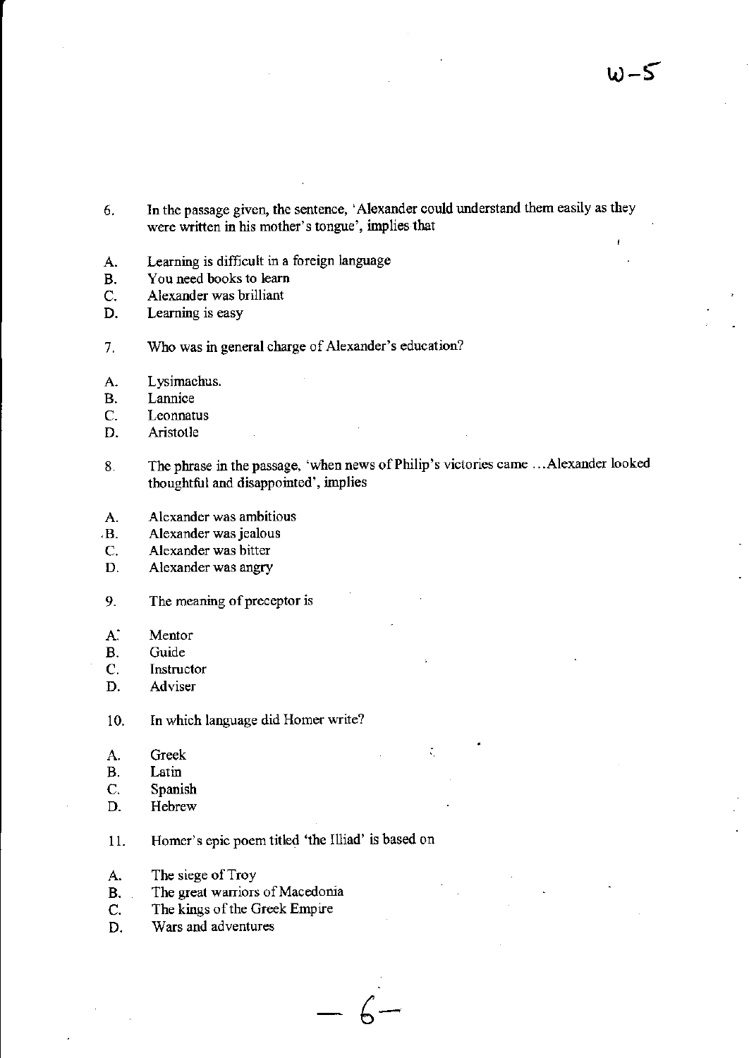6. In the passage given, the sentence, 'Alexander could understand them easily as they were written in his mother's tongue', implies that

A. Learning is difficult in a foreign language
B. You need books to learn
C. Alexander was brilliant
D. Learning is easy

7. Who was in general charge of Alexander's education?

A. Lysimachus.
B. Lannice
C. Leonnatus
D. Aristotle

8. The phrase in the passage, 'when news of Philip's victories came ...Alexander looked thoughtful and disappointed', implies

A. Alexander was ambitious
B. Alexander was jealous
C. Alexander was bitter
D. Alexander was angry

9. The meaning of preceptor is

A. Mentor
B. Guide
C. Instructor
D. Adviser

10. In which language did Homer write?

A. Greek
B. Latin
C. Spanish
D. Hebrew

11. Homer's epic poem titled 'the Illiad' is based on

A. The siege of Troy
B. The great warriors of Macedonia
C. The kings of the Greek Empire
D. Wars and adventures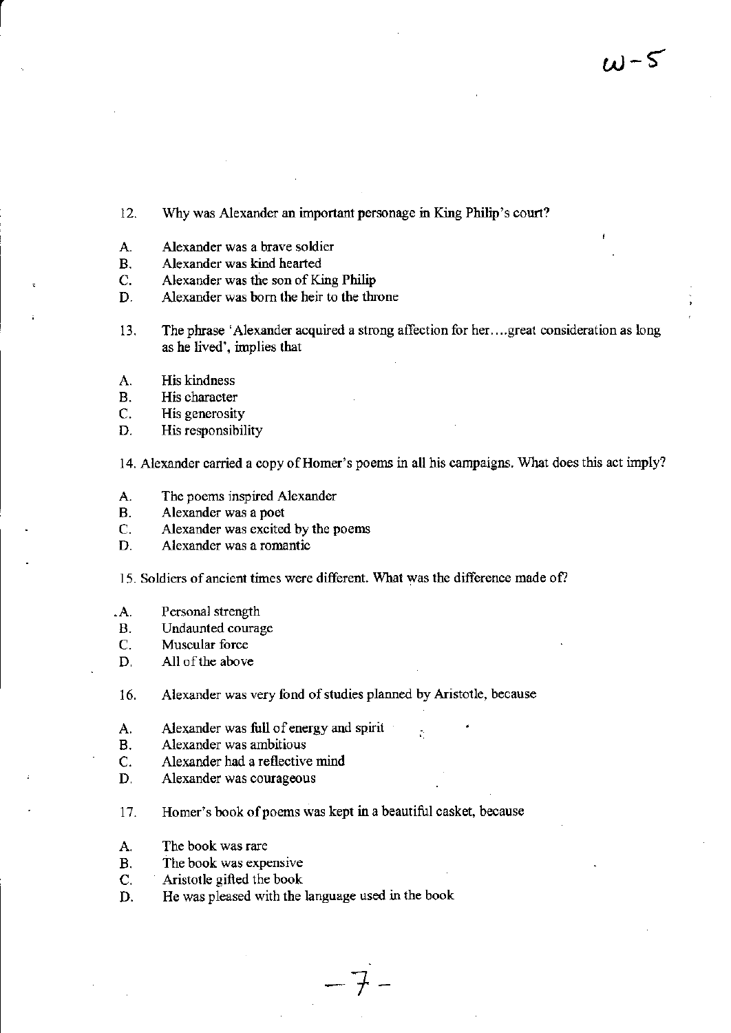w-5

12. Why was Alexander an important personage in King Philip's court?

A. Alexander was a brave soldier
B. Alexander was kind hearted
C. Alexander was the son of King Philip
D. Alexander was born the heir to the throne

13. The phrase 'Alexander acquired a strong affection for her....great consideration as long as he lived', implies that

A. His kindness
B. His character
C. His generosity
D. His responsibility

14. Alexander carried a copy of Homer's poems in all his campaigns. What does this act imply?

A. The poems inspired Alexander
B. Alexander was a poet
C. Alexander was excited by the poems
D. Alexander was a romantic

15. Soldiers of ancient times were different. What was the difference made of?

A. Personal strength
B. Undaunted courage
C. Muscular force
D. All of the above

16. Alexander was very fond of studies planned by Aristotle, because

A. Alexander was full of energy and spirit
B. Alexander was ambitious
C. Alexander had a reflective mind
D. Alexander was courageous

17. Homer's book of poems was kept in a beautiful casket, because

A. The book was rare
B. The book was expensive
C. Aristotle gifted the book
D. He was pleased with the language used in the book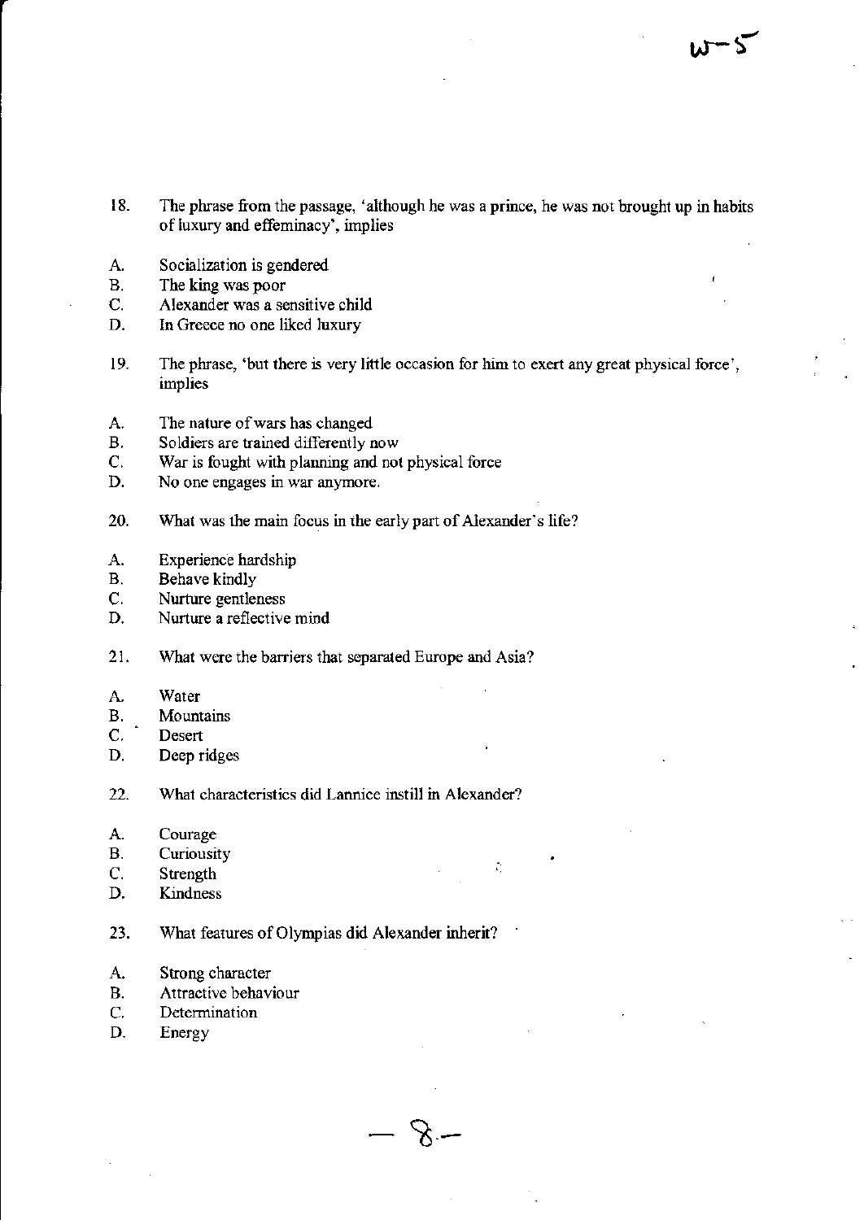18. The phrase from the passage, 'although he was a prince, he was not brought up in habits of luxury and effeminacy', implies

A. Socialization is gendered
B. The king was poor
C. Alexander was a sensitive child
D. In Greece no one liked luxury

19. The phrase, 'but there is very little occasion for him to exert any great physical force', implies

A. The nature of wars has changed
B. Soldiers are trained differently now
C. War is fought with planning and not physical force
D. No one engages in war anymore.

20. What was the main focus in the early part of Alexander's life?

A. Experience hardship
B. Behave kindly
C. Nurture gentleness
D. Nurture a reflective mind

21. What were the barriers that separated Europe and Asia?

A. Water
B. Mountains
C. Desert
D. Deep ridges

22. What characteristics did Lannice instill in Alexander?

A. Courage
B. Curiousity
C. Strength
D. Kindness

23. What features of Olympias did Alexander inherit?

A. Strong character
B. Attractive behaviour
C. Determination
D. Energy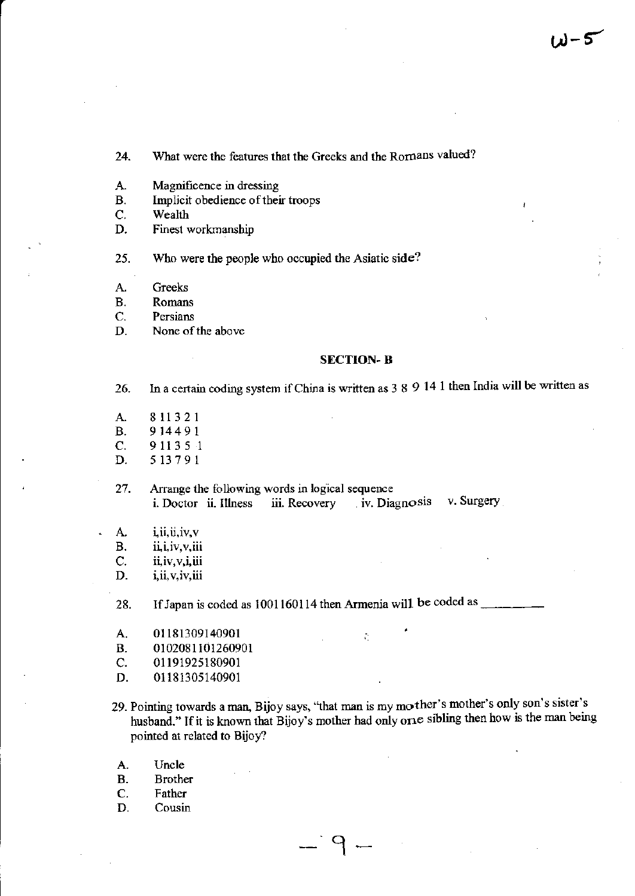24. What were the features that the Greeks and the Romans valued?

A. Magnificence in dressing
B. Implicit obedience of their troops
C. Wealth
D. Finest workmanship

25. Who were the people who occupied the Asiatic side?

A. Greeks
B. Romans
C. Persians
D. None of the above

**SECTION- B**

26. In a certain coding system if China is written as 3 8 9 14 1 then India will be written as

A. 8 11 3 2 1
B. 9 14 4 9 1
C. 9 11 3 5 1
D. 5 13 7 9 1

27. Arrange the following words in logical sequence
i. Doctor ii. Illness iii. Recovery iv. Diagnosis v. Surgery

A. i,ii,iii,iv,v
B. ii,i,iv,v,iii
C. ii,iv,v,i,iii
D. i,ii,v,iv,iii

28. If Japan is coded as 1001160114 then Armenia will be coded as \_\_\_\_\_\_\_\_\_\_

A. 01181309140901
B. 0102081101260901
C. 01191925180901
D. 01181305140901

29. Pointing towards a man, Bijoy says, "that man is my mother's mother's only son's sister's husband." If it is known that Bijoy's mother had only one sibling then how is the man being pointed at related to Bijoy?

A. Uncle
B. Brother
C. Father
D. Cousin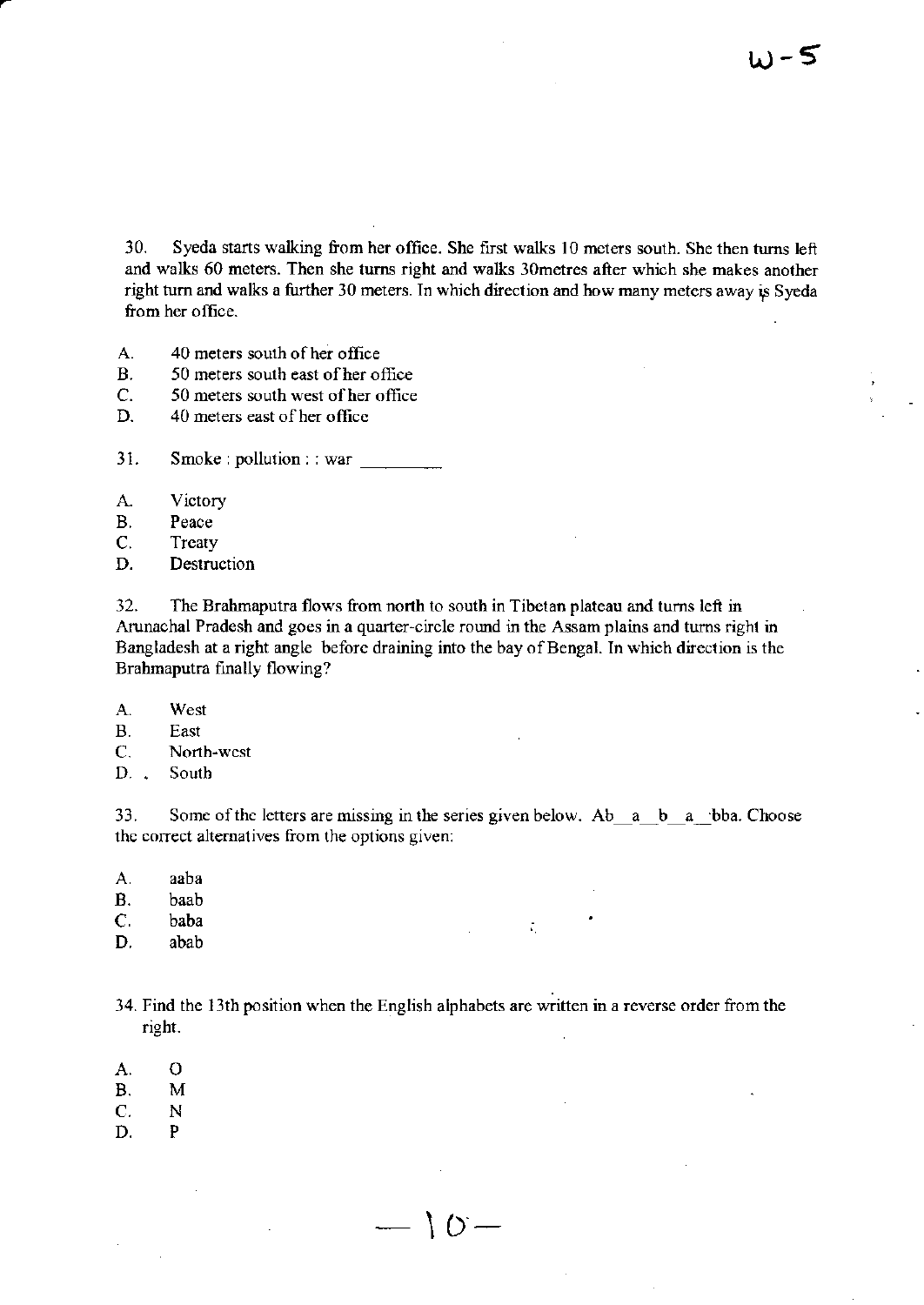30. Syeda starts walking from her office. She first walks 10 meters south. She then turns left and walks 60 meters. Then she turns right and walks 30metres after which she makes another right turn and walks a further 30 meters. In which direction and how many meters away is Syeda from her office.

A. 40 meters south of her office
B. 50 meters south east of her office
C. 50 meters south west of her office
D. 40 meters east of her office

31. Smoke : pollution : : war \_\_\_\_\_\_\_\_\_

A. Victory
B. Peace
C. Treaty
D. Destruction

32. The Brahmaputra flows from north to south in Tibetan plateau and turns left in Arunachal Pradesh and goes in a quarter-circle round in the Assam plains and turns right in Bangladesh at a right angle before draining into the bay of Bengal. In which direction is the Brahmaputra finally flowing?

A. West
B. East
C. North-west
D. South

33. Some of the letters are missing in the series given below. Ab\_\_a\_\_b\_\_a\_\_bba. Choose the correct alternatives from the options given:

A. aaba
B. baab
C. baba
D. abab

34. Find the 13th position when the English alphabets are written in a reverse order from the right.

A. O
B. M
C. N
D. P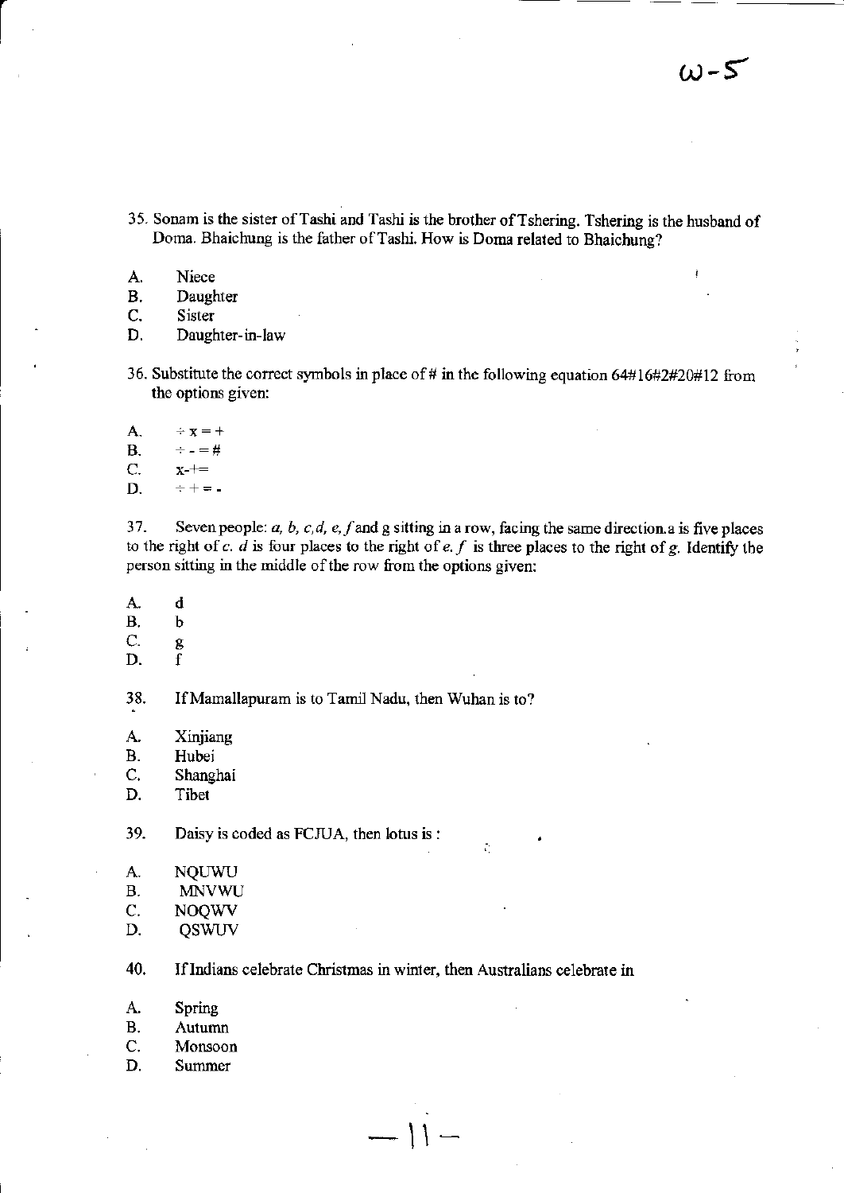35. Sonam is the sister of Tashi and Tashi is the brother of Tshering. Tshering is the husband of Doma. Bhaichung is the father of Tashi. How is Doma related to Bhaichung?

A. Niece
B. Daughter
C. Sister
D. Daughter-in-law

36. Substitute the correct symbols in place of # in the following equation 64#16#2#20#12 from the options given:

A. ÷ x = +
B. ÷ - = #
C. x-+=
D. ÷ + = -

37. Seven people: *a, b, c,d, e, f* and g sitting in a row, facing the same direction.a is five places to the right of *c*. *d* is four places to the right of *e*. *f* is three places to the right of *g*. Identify the person sitting in the middle of the row from the options given:

A. d
B. b
C. g
D. f

38. If Mamallapuram is to Tamil Nadu, then Wuhan is to?

A. Xinjiang
B. Hubei
C. Shanghai
D. Tibet

39. Daisy is coded as FCJUA, then lotus is :

A. NQUWU
B. MNVWU
C. NOQWV
D. QSWUV

40. If Indians celebrate Christmas in winter, then Australians celebrate in

A. Spring
B. Autumn
C. Monsoon
D. Summer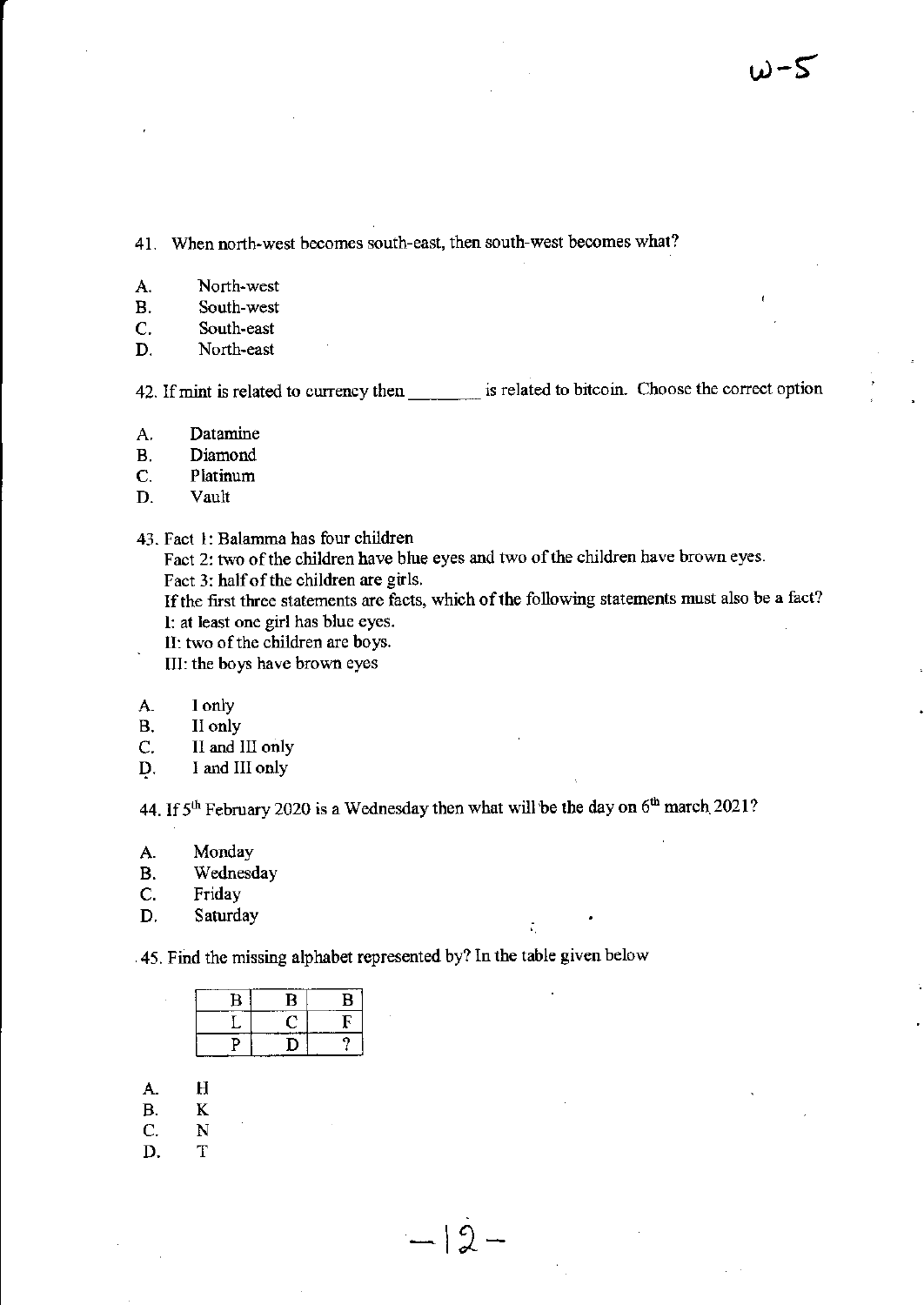41. When north-west becomes south-east, then south-west becomes what?

A. North-west
B. South-west
C. South-east
D. North-east

42. If mint is related to currency then ________ is related to bitcoin. Choose the correct option

A. Datamine
B. Diamond
C. Platinum
D. Vault

43. Fact 1: Balamma has four children

Fact 2: two of the children have blue eyes and two of the children have brown eyes.

Fact 3: half of the children are girls.

If the first three statements are facts, which of the following statements must also be a fact?

I: at least one girl has blue eyes.

II: two of the children are boys.

III: the boys have brown eyes

A. I only
B. II only
C. II and III only
D. I and III only

44. If 5th February 2020 is a Wednesday then what will be the day on 6th march 2021?

A. Monday
B. Wednesday
C. Friday
D. Saturday

45. Find the missing alphabet represented by? In the table given below

| B | B | B |
|---|---|---|
| L | C | F |
| P | D | ? |

A. H
B. K
C. N
D. T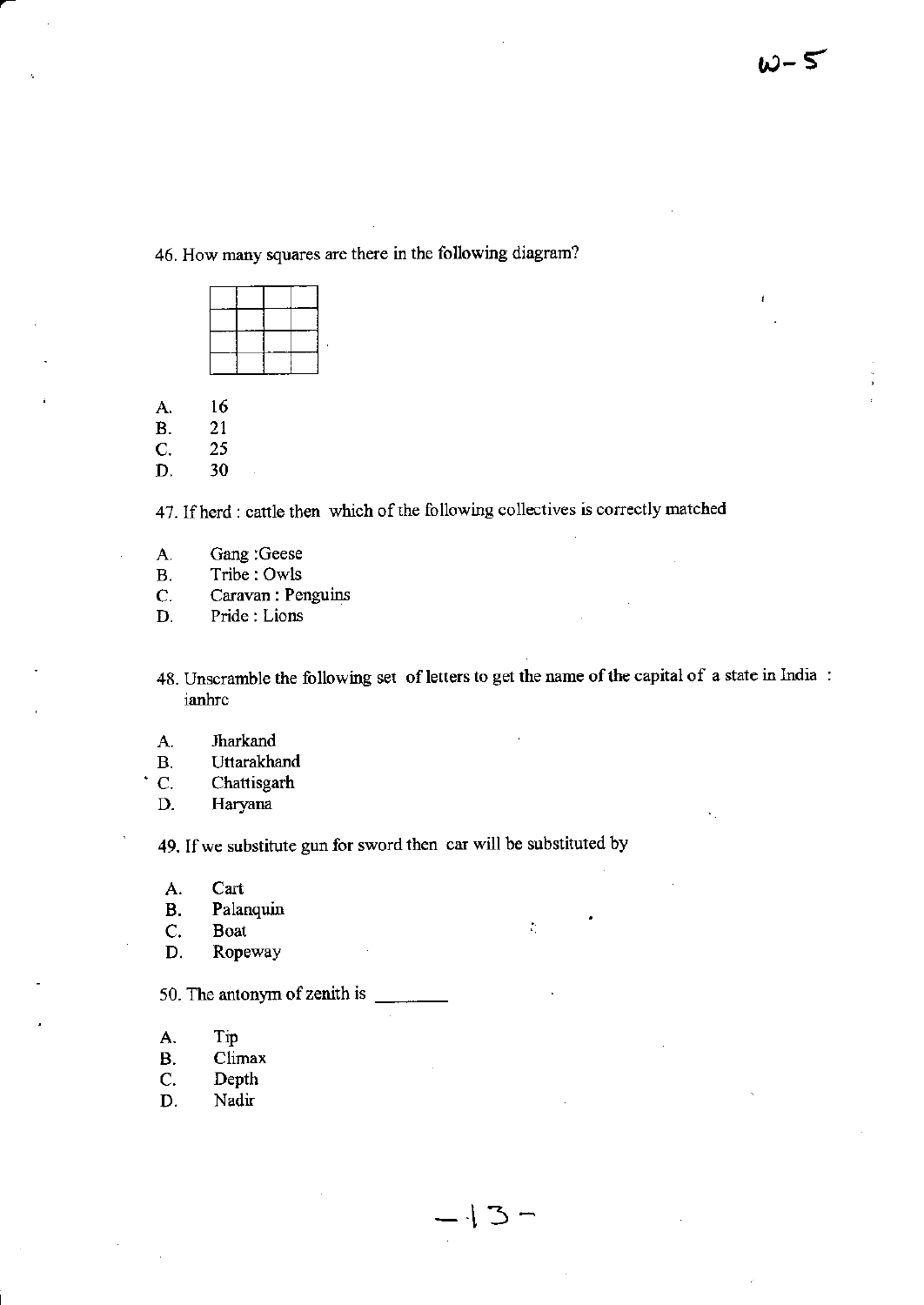46. How many squares are there in the following diagram?

| | | | |
|---|---|---|---|
| | | | |
| | | | |
| | | | |
| | | | |

A. 16
B. 21
C. 25
D. 30

47. If herd : cattle then which of the following collectives is correctly matched

A. Gang :Geese
B. Tribe : Owls
C. Caravan : Penguins
D. Pride : Lions

48. Unscramble the following set of letters to get the name of the capital of a state in India : ianhrc

A. Jharkand
B. Uttarakhand
C. Chattisgarh
D. Haryana

49. If we substitute gun for sword then car will be substituted by

A. Cart
B. Palanquin
C. Boat
D. Ropeway

50. The antonym of zenith is ________

A. Tip
B. Climax
C. Depth
D. Nadir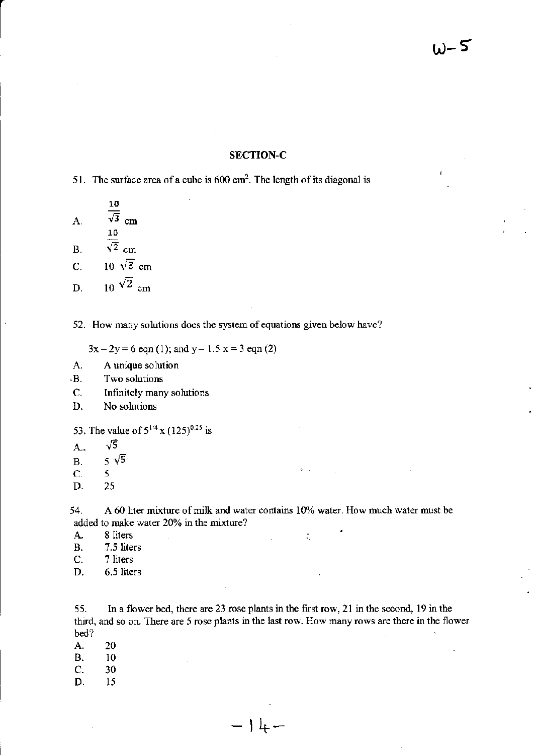## SECTION-C

51. The surface area of a cube is 600 cm$^2$. The length of its diagonal is

A. $\frac{10}{\sqrt{3}}$ cm

B. $\frac{10}{\sqrt{2}}$ cm

C. $10\sqrt{3}$ cm

D. $10\sqrt{2}$ cm

52. How many solutions does the system of equations given below have?

$3x - 2y = 6$ eqn (1); and $y - 1.5x = 3$ eqn (2)

A. A unique solution

B. Two solutions

C. Infinitely many solutions

D. No solutions

53. The value of $5^{1/4} \times (125)^{0.25}$ is

A. $\sqrt{5}$

B. $5\sqrt{5}$

C. 5

D. 25

54. A 60 liter mixture of milk and water contains 10% water. How much water must be added to make water 20% in the mixture?

A. 8 liters

B. 7.5 liters

C. 7 liters

D. 6.5 liters

55. In a flower bed, there are 23 rose plants in the first row, 21 in the second, 19 in the third, and so on. There are 5 rose plants in the last row. How many rows are there in the flower bed?

A. 20

B. 10

C. 30

D. 15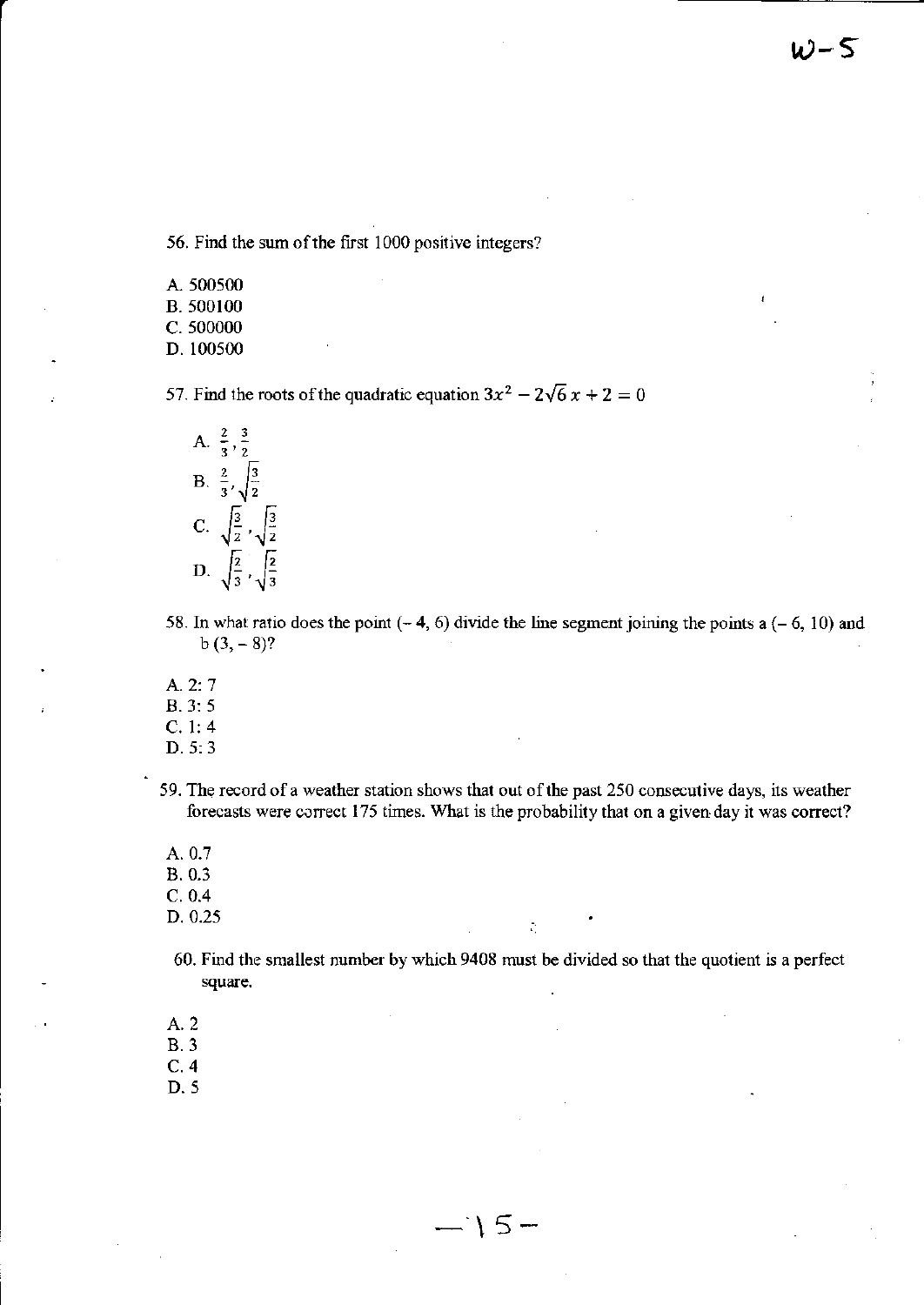56. Find the sum of the first 1000 positive integers?

A. 500500
B. 500100
C. 500000
D. 100500

57. Find the roots of the quadratic equation $3x^2 - 2\sqrt{6}\,x + 2 = 0$

A. $\frac{2}{3}, \frac{3}{2}$
B. $\frac{2}{3}, \sqrt{\frac{3}{2}}$
C. $\sqrt{\frac{3}{2}}, \sqrt{\frac{3}{2}}$
D. $\sqrt{\frac{2}{3}}, \sqrt{\frac{2}{3}}$

58. In what ratio does the point (– 4, 6) divide the line segment joining the points a (– 6, 10) and b (3, – 8)?

A. 2: 7
B. 3: 5
C. 1: 4
D. 5: 3

59. The record of a weather station shows that out of the past 250 consecutive days, its weather forecasts were correct 175 times. What is the probability that on a given day it was correct?

A. 0.7
B. 0.3
C. 0.4
D. 0.25

60. Find the smallest number by which 9408 must be divided so that the quotient is a perfect square.

A. 2
B. 3
C. 4
D. 5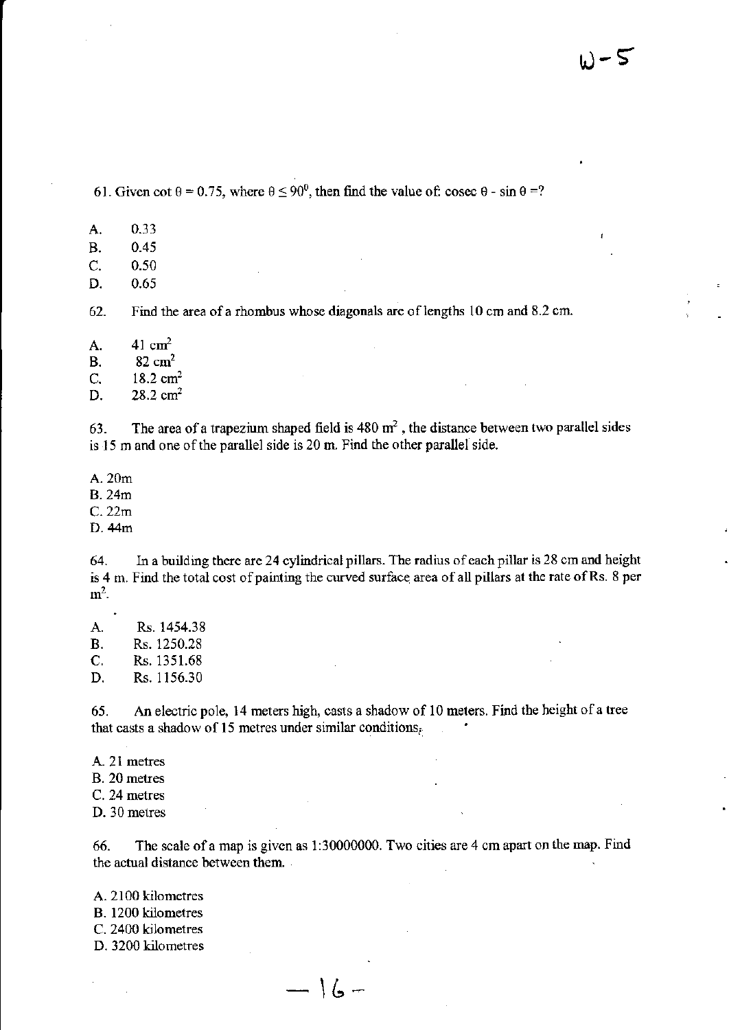61. Given cot θ = 0.75, where $\theta \leq 90^0$, then find the value of: cosec θ - sin θ =?

A. 0.33
B. 0.45
C. 0.50
D. 0.65

62. Find the area of a rhombus whose diagonals are of lengths 10 cm and 8.2 cm.

A. 41 $cm^2$
B. 82 $cm^2$
C. 18.2 $cm^2$
D. 28.2 $cm^2$

63. The area of a trapezium shaped field is 480 $m^2$, the distance between two parallel sides is 15 m and one of the parallel side is 20 m. Find the other parallel side.

A. 20m
B. 24m
C. 22m
D. 44m

64. In a building there are 24 cylindrical pillars. The radius of each pillar is 28 cm and height is 4 m. Find the total cost of painting the curved surface area of all pillars at the rate of Rs. 8 per $m^2$.

A. Rs. 1454.38
B. Rs. 1250.28
C. Rs. 1351.68
D. Rs. 1156.30

65. An electric pole, 14 meters high, casts a shadow of 10 meters. Find the height of a tree that casts a shadow of 15 metres under similar conditions.

A. 21 metres
B. 20 metres
C. 24 metres
D. 30 metres

66. The scale of a map is given as 1:30000000. Two cities are 4 cm apart on the map. Find the actual distance between them.

A. 2100 kilometres
B. 1200 kilometres
C. 2400 kilometres
D. 3200 kilometres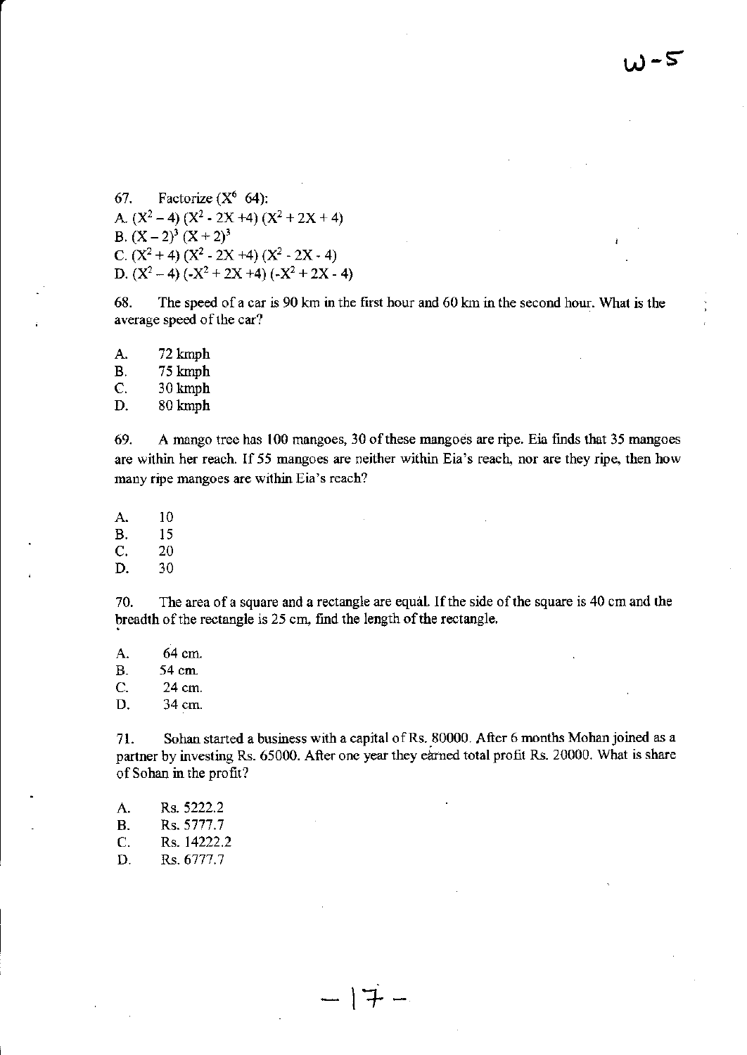67. Factorize ($X^6$ 64):

A. $(X^2 - 4)(X^2 - 2X + 4)(X^2 + 2X + 4)$
B. $(X - 2)^3 (X + 2)^3$
C. $(X^2 + 4)(X^2 - 2X + 4)(X^2 - 2X - 4)$
D. $(X^2 - 4)(-X^2 + 2X + 4)(-X^2 + 2X - 4)$

68. The speed of a car is 90 km in the first hour and 60 km in the second hour. What is the average speed of the car?

A. 72 kmph
B. 75 kmph
C. 30 kmph
D. 80 kmph

69. A mango tree has 100 mangoes, 30 of these mangoes are ripe. Eia finds that 35 mangoes are within her reach. If 55 mangoes are neither within Eia's reach, nor are they ripe, then how many ripe mangoes are within Eia's reach?

A. 10
B. 15
C. 20
D. 30

70. The area of a square and a rectangle are equal. If the side of the square is 40 cm and the breadth of the rectangle is 25 cm, find the length of the rectangle.

A. 64 cm.
B. 54 cm.
C. 24 cm.
D. 34 cm.

71. Sohan started a business with a capital of Rs. 80000. After 6 months Mohan joined as a partner by investing Rs. 65000. After one year they earned total profit Rs. 20000. What is share of Sohan in the profit?

A. Rs. 5222.2
B. Rs. 5777.7
C. Rs. 14222.2
D. Rs. 6777.7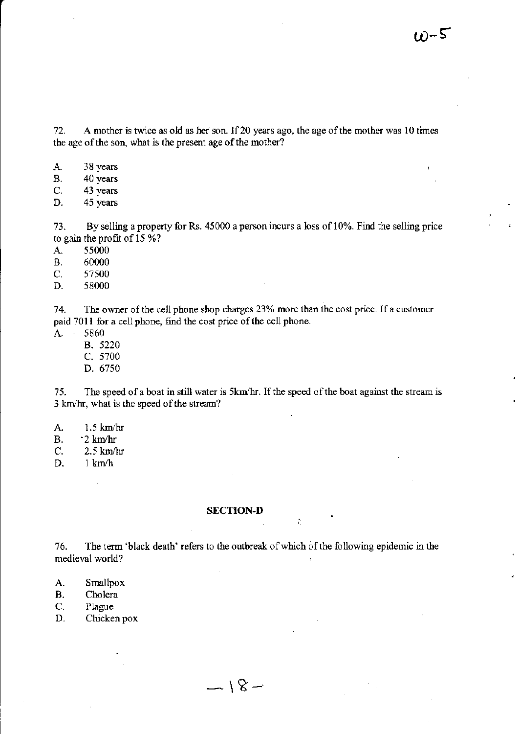72. A mother is twice as old as her son. If 20 years ago, the age of the mother was 10 times the age of the son, what is the present age of the mother?

A. 38 years
B. 40 years
C. 43 years
D. 45 years

73. By selling a property for Rs. 45000 a person incurs a loss of 10%. Find the selling price to gain the profit of 15 %?

A. 55000
B. 60000
C. 57500
D. 58000

74. The owner of the cell phone shop charges 23% more than the cost price. If a customer paid 7011 for a cell phone, find the cost price of the cell phone.

A. 5860
B. 5220
C. 5700
D. 6750

75. The speed of a boat in still water is 5km/hr. If the speed of the boat against the stream is 3 km/hr, what is the speed of the stream?

A. 1.5 km/hr
B. 2 km/hr
C. 2.5 km/hr
D. 1 km/h

## SECTION-D

76. The term 'black death' refers to the outbreak of which of the following epidemic in the medieval world?

A. Smallpox
B. Cholera
C. Plague
D. Chicken pox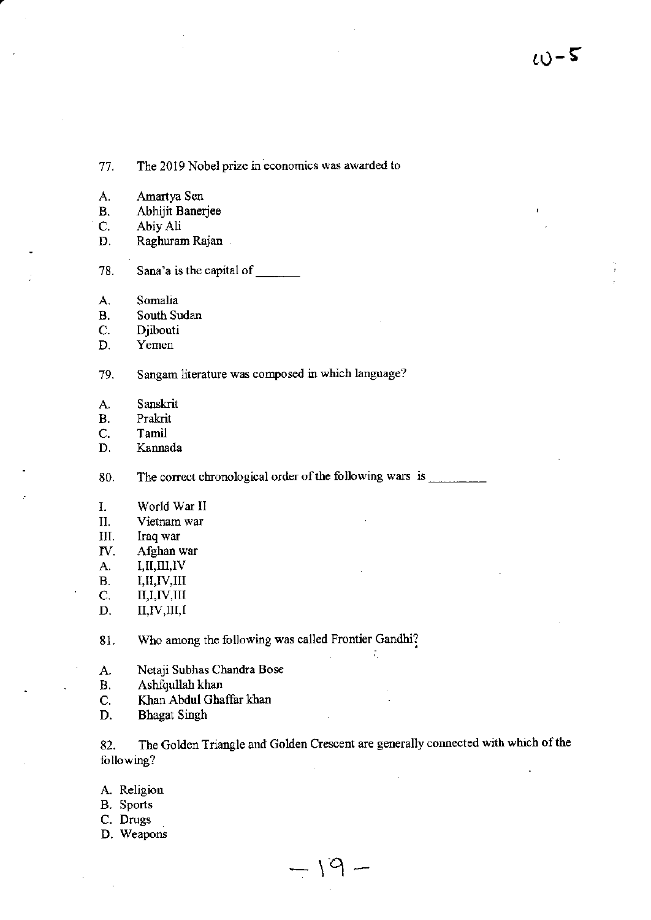77. The 2019 Nobel prize in economics was awarded to

A. Amartya Sen
B. Abhijit Banerjee
C. Abiy Ali
D. Raghuram Rajan

78. Sana'a is the capital of _______

A. Somalia
B. South Sudan
C. Djibouti
D. Yemen

79. Sangam literature was composed in which language?

A. Sanskrit
B. Prakrit
C. Tamil
D. Kannada

80. The correct chronological order of the following wars is _________

I. World War II
II. Vietnam war
III. Iraq war
IV. Afghan war

A. I,II,III,IV
B. I,II,IV,III
C. II,I,IV,III
D. II,IV,III,I

81. Who among the following was called Frontier Gandhi?

A. Netaji Subhas Chandra Bose
B. Ashfqullah khan
C. Khan Abdul Ghaffar khan
D. Bhagat Singh

82. The Golden Triangle and Golden Crescent are generally connected with which of the following?

A. Religion
B. Sports
C. Drugs
D. Weapons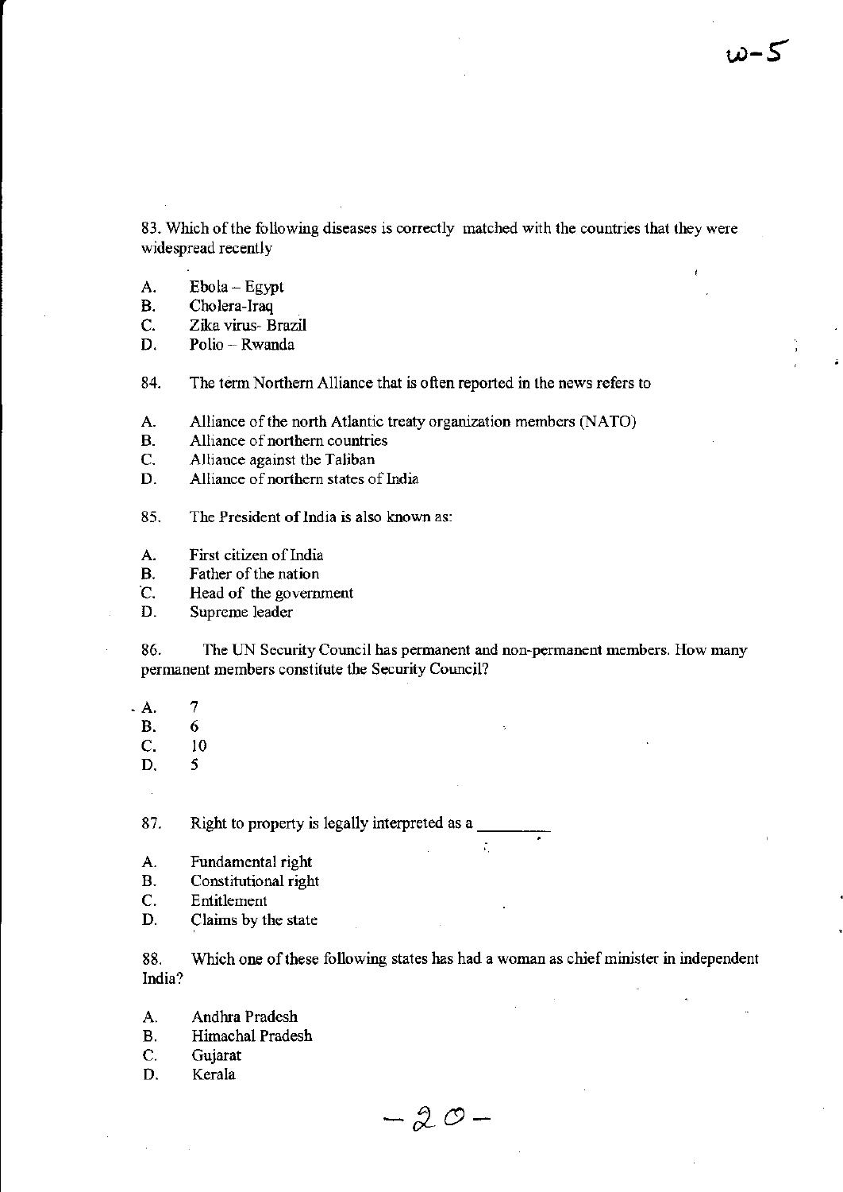83. Which of the following diseases is correctly matched with the countries that they were widespread recently

A. Ebola – Egypt
B. Cholera-Iraq
C. Zika virus- Brazil
D. Polio – Rwanda

84. The term Northern Alliance that is often reported in the news refers to

A. Alliance of the north Atlantic treaty organization members (NATO)
B. Alliance of northern countries
C. Alliance against the Taliban
D. Alliance of northern states of India

85. The President of India is also known as:

A. First citizen of India
B. Father of the nation
C. Head of the government
D. Supreme leader

86. The UN Security Council has permanent and non-permanent members. How many permanent members constitute the Security Council?

A. 7
B. 6
C. 10
D. 5

87. Right to property is legally interpreted as a ________

A. Fundamental right
B. Constitutional right
C. Entitlement
D. Claims by the state

88. Which one of these following states has had a woman as chief minister in independent India?

A. Andhra Pradesh
B. Himachal Pradesh
C. Gujarat
D. Kerala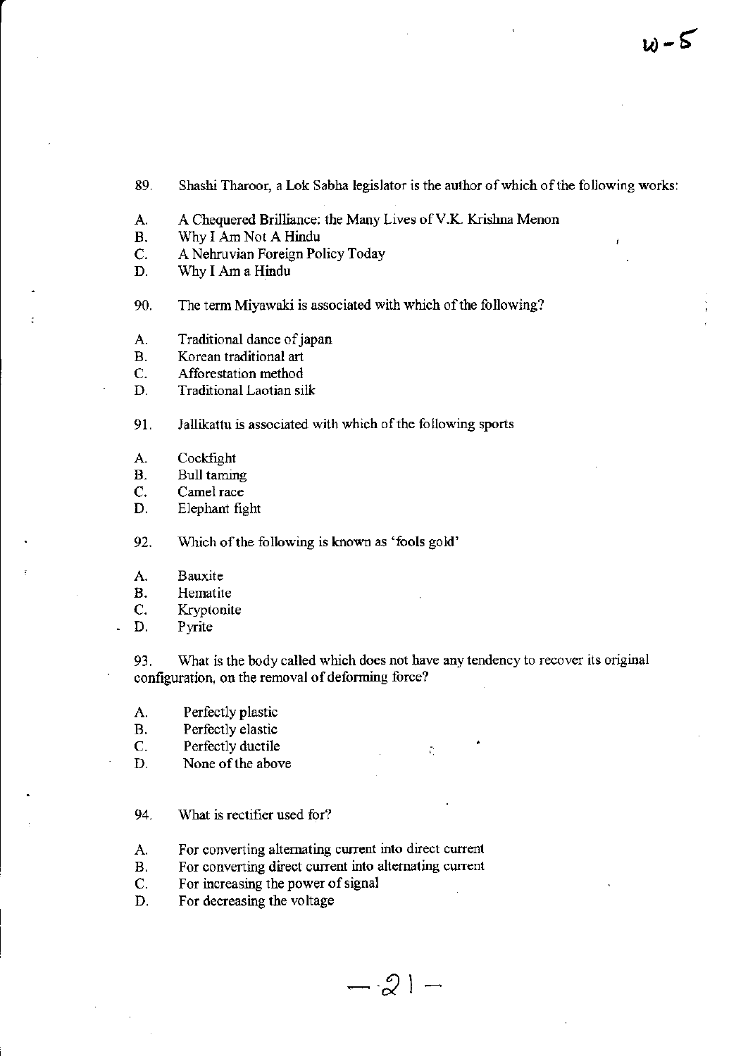89. Shashi Tharoor, a Lok Sabha legislator is the author of which of the following works:

A. A Chequered Brilliance: the Many Lives of V.K. Krishna Menon
B. Why I Am Not A Hindu
C. A Nehruvian Foreign Policy Today
D. Why I Am a Hindu

90. The term Miyawaki is associated with which of the following?

A. Traditional dance of japan
B. Korean traditional art
C. Afforestation method
D. Traditional Laotian silk

91. Jallikattu is associated with which of the following sports

A. Cockfight
B. Bull taming
C. Camel race
D. Elephant fight

92. Which of the following is known as 'fools gold'

A. Bauxite
B. Hematite
C. Kryptonite
D. Pyrite

93. What is the body called which does not have any tendency to recover its original configuration, on the removal of deforming force?

A. Perfectly plastic
B. Perfectly elastic
C. Perfectly ductile
D. None of the above

94. What is rectifier used for?

A. For converting alternating current into direct current
B. For converting direct current into alternating current
C. For increasing the power of signal
D. For decreasing the voltage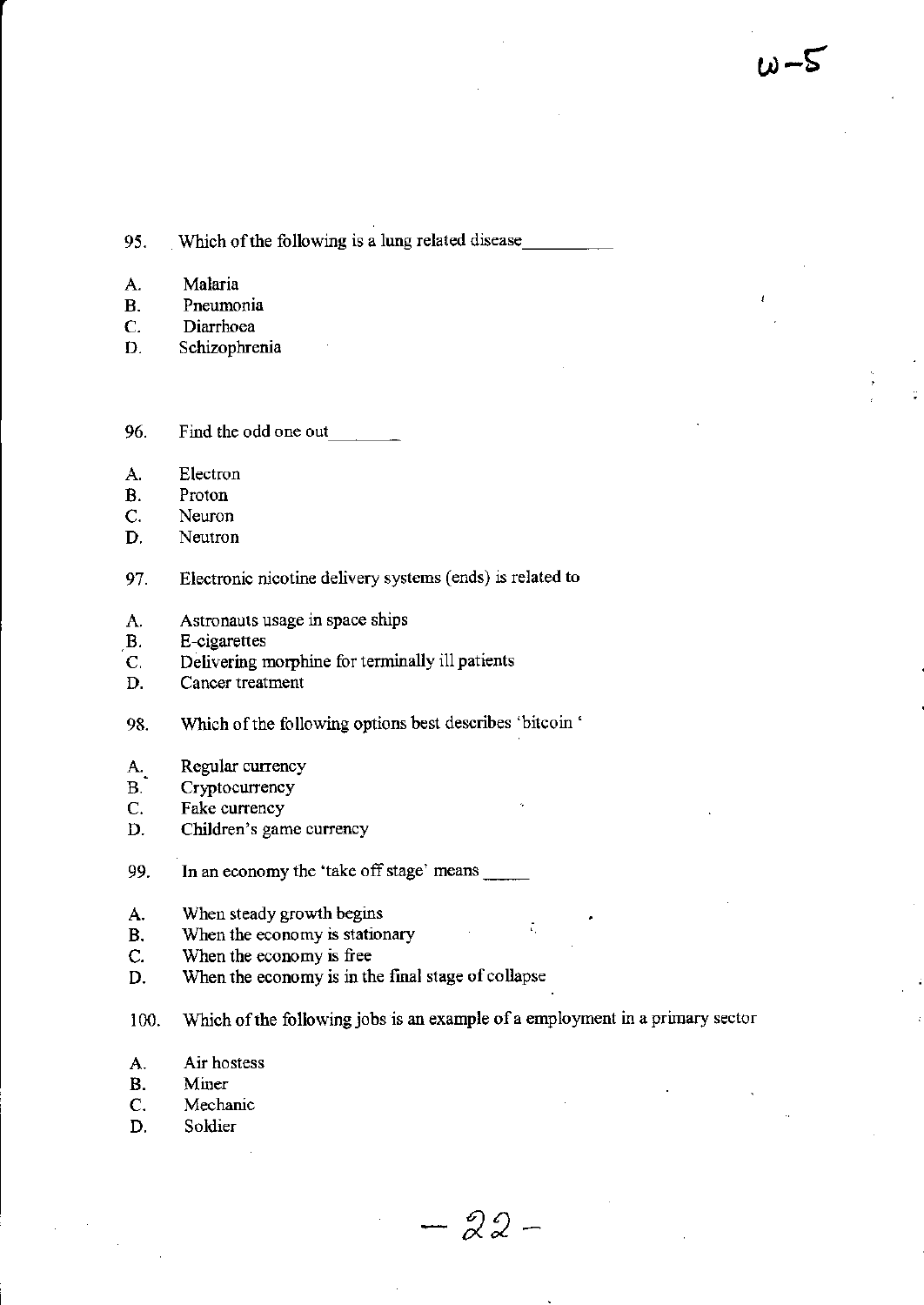95. Which of the following is a lung related disease__________

A. Malaria
B. Pneumonia
C. Diarrhoea
D. Schizophrenia

96. Find the odd one out________

A. Electron
B. Proton
C. Neuron
D. Neutron

97. Electronic nicotine delivery systems (ends) is related to

A. Astronauts usage in space ships
B. E-cigarettes
C. Delivering morphine for terminally ill patients
D. Cancer treatment

98. Which of the following options best describes 'bitcoin '

A. Regular currency
B. Cryptocurrency
C. Fake currency
D. Children's game currency

99. In an economy the 'take off stage' means _____

A. When steady growth begins
B. When the economy is stationary
C. When the economy is free
D. When the economy is in the final stage of collapse

100. Which of the following jobs is an example of a employment in a primary sector

A. Air hostess
B. Miner
C. Mechanic
D. Soldier